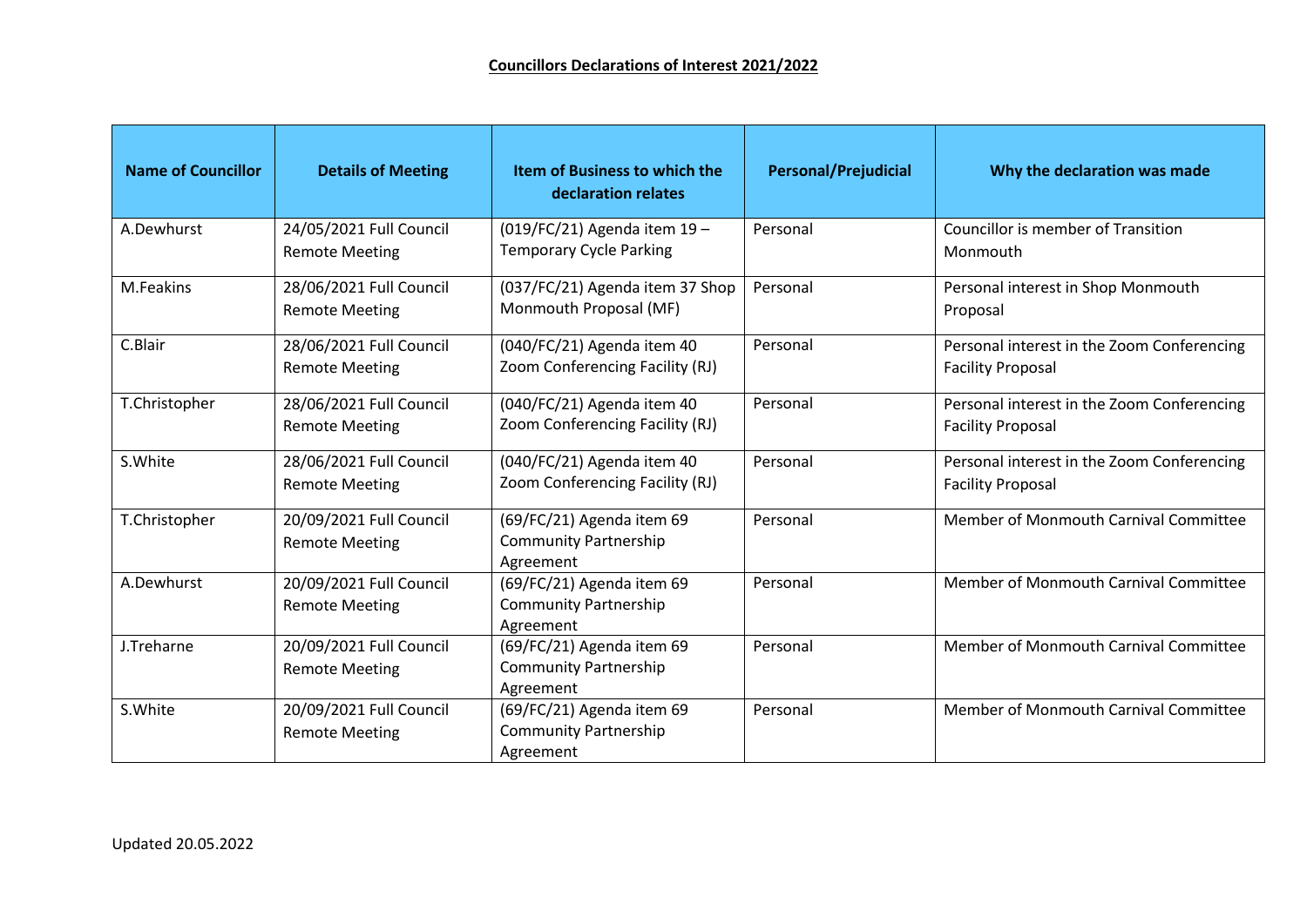# Councillors Declarations of Interest 2021/2022

| Name of Councillor | Details of Meeting | Item of Business to which the declaration relates | Personal/Prejudicial | Why the declaration was made |
|---|---|---|---|---|
| A.Dewhurst | 24/05/2021 Full Council Remote Meeting | (019/FC/21) Agenda item 19 – Temporary Cycle Parking | Personal | Councillor is member of Transition Monmouth |
| M.Feakins | 28/06/2021 Full Council Remote Meeting | (037/FC/21) Agenda item 37 Shop Monmouth Proposal (MF) | Personal | Personal interest in Shop Monmouth Proposal |
| C.Blair | 28/06/2021 Full Council Remote Meeting | (040/FC/21) Agenda item 40 Zoom Conferencing Facility (RJ) | Personal | Personal interest in the Zoom Conferencing Facility Proposal |
| T.Christopher | 28/06/2021 Full Council Remote Meeting | (040/FC/21) Agenda item 40 Zoom Conferencing Facility (RJ) | Personal | Personal interest in the Zoom Conferencing Facility Proposal |
| S.White | 28/06/2021 Full Council Remote Meeting | (040/FC/21) Agenda item 40 Zoom Conferencing Facility (RJ) | Personal | Personal interest in the Zoom Conferencing Facility Proposal |
| T.Christopher | 20/09/2021 Full Council Remote Meeting | (69/FC/21) Agenda item 69 Community Partnership Agreement | Personal | Member of Monmouth Carnival Committee |
| A.Dewhurst | 20/09/2021 Full Council Remote Meeting | (69/FC/21) Agenda item 69 Community Partnership Agreement | Personal | Member of Monmouth Carnival Committee |
| J.Treharne | 20/09/2021 Full Council Remote Meeting | (69/FC/21) Agenda item 69 Community Partnership Agreement | Personal | Member of Monmouth Carnival Committee |
| S.White | 20/09/2021 Full Council Remote Meeting | (69/FC/21) Agenda item 69 Community Partnership Agreement | Personal | Member of Monmouth Carnival Committee |

Updated 20.05.2022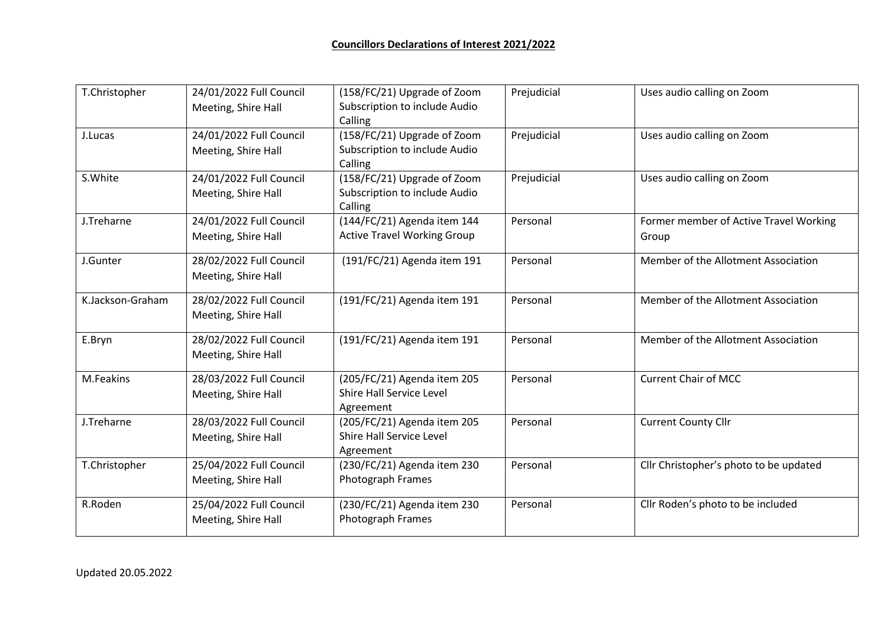**Councillors Declarations of Interest 2021/2022**

| | | | | |
|---|---|---|---|---|
| T.Christopher | 24/01/2022 Full Council Meeting, Shire Hall | (158/FC/21) Upgrade of Zoom Subscription to include Audio Calling | Prejudicial | Uses audio calling on Zoom |
| J.Lucas | 24/01/2022 Full Council Meeting, Shire Hall | (158/FC/21) Upgrade of Zoom Subscription to include Audio Calling | Prejudicial | Uses audio calling on Zoom |
| S.White | 24/01/2022 Full Council Meeting, Shire Hall | (158/FC/21) Upgrade of Zoom Subscription to include Audio Calling | Prejudicial | Uses audio calling on Zoom |
| J.Treharne | 24/01/2022 Full Council Meeting, Shire Hall | (144/FC/21) Agenda item 144 Active Travel Working Group | Personal | Former member of Active Travel Working Group |
| J.Gunter | 28/02/2022 Full Council Meeting, Shire Hall | (191/FC/21) Agenda item 191 | Personal | Member of the Allotment Association |
| K.Jackson-Graham | 28/02/2022 Full Council Meeting, Shire Hall | (191/FC/21) Agenda item 191 | Personal | Member of the Allotment Association |
| E.Bryn | 28/02/2022 Full Council Meeting, Shire Hall | (191/FC/21) Agenda item 191 | Personal | Member of the Allotment Association |
| M.Feakins | 28/03/2022 Full Council Meeting, Shire Hall | (205/FC/21) Agenda item 205 Shire Hall Service Level Agreement | Personal | Current Chair of MCC |
| J.Treharne | 28/03/2022 Full Council Meeting, Shire Hall | (205/FC/21) Agenda item 205 Shire Hall Service Level Agreement | Personal | Current County Cllr |
| T.Christopher | 25/04/2022 Full Council Meeting, Shire Hall | (230/FC/21) Agenda item 230 Photograph Frames | Personal | Cllr Christopher's photo to be updated |
| R.Roden | 25/04/2022 Full Council Meeting, Shire Hall | (230/FC/21) Agenda item 230 Photograph Frames | Personal | Cllr Roden's photo to be included |

Updated 20.05.2022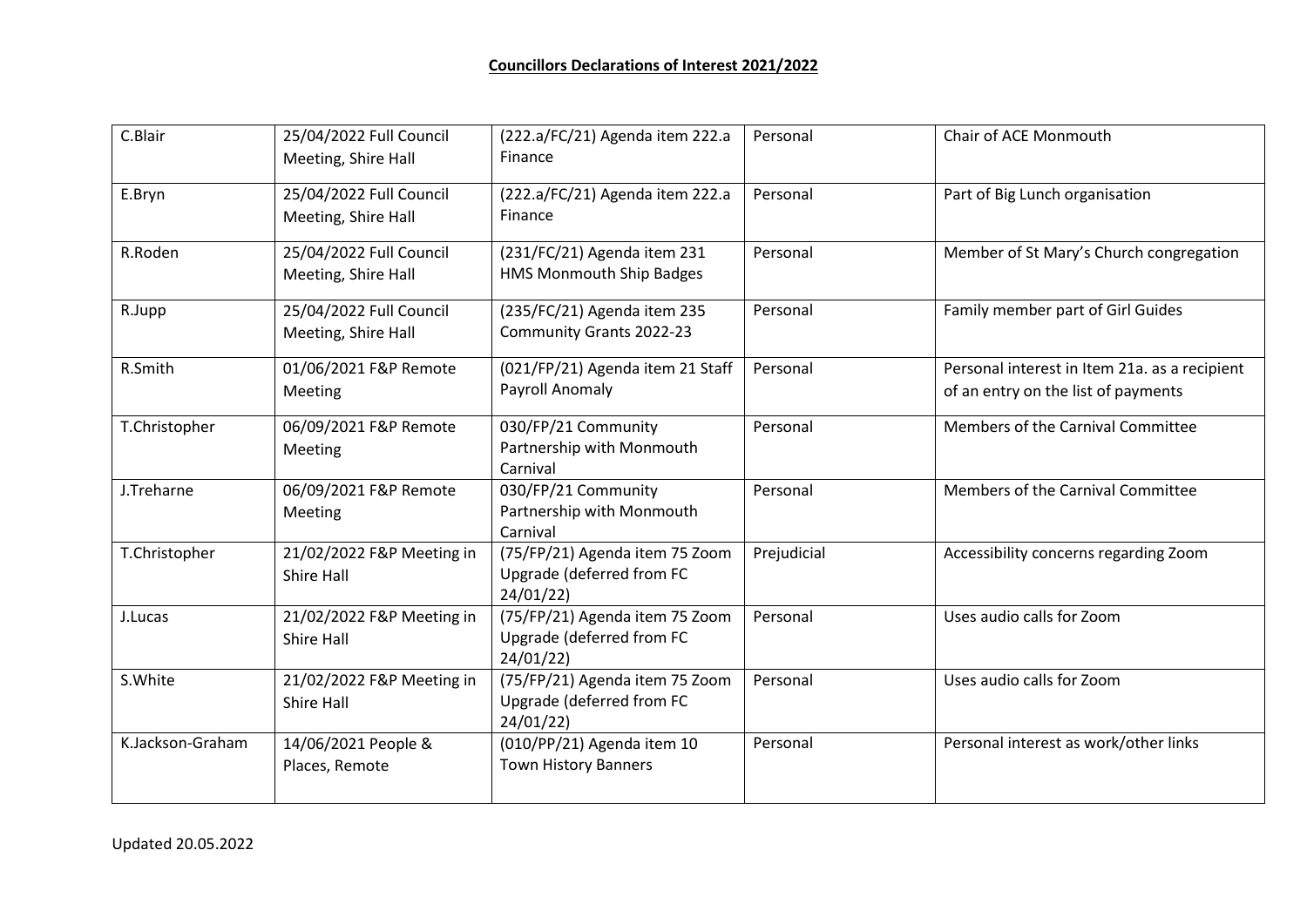**Councillors Declarations of Interest 2021/2022**

| | | | | |
|---|---|---|---|---|
| C.Blair | 25/04/2022 Full Council Meeting, Shire Hall | (222.a/FC/21) Agenda item 222.a Finance | Personal | Chair of ACE Monmouth |
| E.Bryn | 25/04/2022 Full Council Meeting, Shire Hall | (222.a/FC/21) Agenda item 222.a Finance | Personal | Part of Big Lunch organisation |
| R.Roden | 25/04/2022 Full Council Meeting, Shire Hall | (231/FC/21) Agenda item 231 HMS Monmouth Ship Badges | Personal | Member of St Mary's Church congregation |
| R.Jupp | 25/04/2022 Full Council Meeting, Shire Hall | (235/FC/21) Agenda item 235 Community Grants 2022-23 | Personal | Family member part of Girl Guides |
| R.Smith | 01/06/2021 F&P Remote Meeting | (021/FP/21) Agenda item 21 Staff Payroll Anomaly | Personal | Personal interest in Item 21a. as a recipient of an entry on the list of payments |
| T.Christopher | 06/09/2021 F&P Remote Meeting | 030/FP/21 Community Partnership with Monmouth Carnival | Personal | Members of the Carnival Committee |
| J.Treharne | 06/09/2021 F&P Remote Meeting | 030/FP/21 Community Partnership with Monmouth Carnival | Personal | Members of the Carnival Committee |
| T.Christopher | 21/02/2022 F&P Meeting in Shire Hall | (75/FP/21) Agenda item 75 Zoom Upgrade (deferred from FC 24/01/22) | Prejudicial | Accessibility concerns regarding Zoom |
| J.Lucas | 21/02/2022 F&P Meeting in Shire Hall | (75/FP/21) Agenda item 75 Zoom Upgrade (deferred from FC 24/01/22) | Personal | Uses audio calls for Zoom |
| S.White | 21/02/2022 F&P Meeting in Shire Hall | (75/FP/21) Agenda item 75 Zoom Upgrade (deferred from FC 24/01/22) | Personal | Uses audio calls for Zoom |
| K.Jackson-Graham | 14/06/2021 People & Places, Remote | (010/PP/21) Agenda item 10 Town History Banners | Personal | Personal interest as work/other links |

Updated 20.05.2022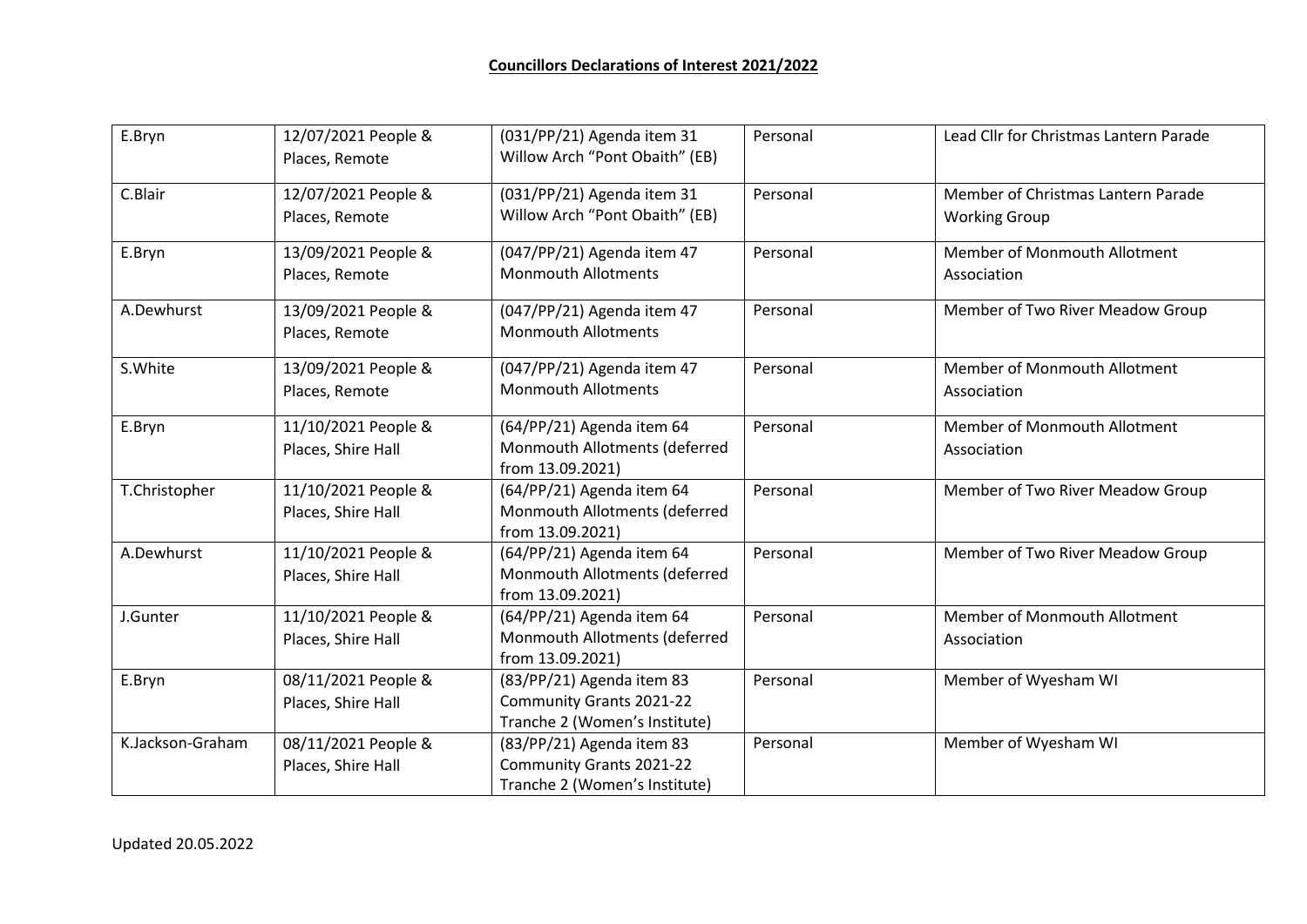**Councillors Declarations of Interest 2021/2022**

| | | | | |
|---|---|---|---|---|
| E.Bryn | 12/07/2021 People & Places, Remote | (031/PP/21) Agenda item 31 Willow Arch “Pont Obaith” (EB) | Personal | Lead Cllr for Christmas Lantern Parade |
| C.Blair | 12/07/2021 People & Places, Remote | (031/PP/21) Agenda item 31 Willow Arch “Pont Obaith” (EB) | Personal | Member of Christmas Lantern Parade Working Group |
| E.Bryn | 13/09/2021 People & Places, Remote | (047/PP/21) Agenda item 47 Monmouth Allotments | Personal | Member of Monmouth Allotment Association |
| A.Dewhurst | 13/09/2021 People & Places, Remote | (047/PP/21) Agenda item 47 Monmouth Allotments | Personal | Member of Two River Meadow Group |
| S.White | 13/09/2021 People & Places, Remote | (047/PP/21) Agenda item 47 Monmouth Allotments | Personal | Member of Monmouth Allotment Association |
| E.Bryn | 11/10/2021 People & Places, Shire Hall | (64/PP/21) Agenda item 64 Monmouth Allotments (deferred from 13.09.2021) | Personal | Member of Monmouth Allotment Association |
| T.Christopher | 11/10/2021 People & Places, Shire Hall | (64/PP/21) Agenda item 64 Monmouth Allotments (deferred from 13.09.2021) | Personal | Member of Two River Meadow Group |
| A.Dewhurst | 11/10/2021 People & Places, Shire Hall | (64/PP/21) Agenda item 64 Monmouth Allotments (deferred from 13.09.2021) | Personal | Member of Two River Meadow Group |
| J.Gunter | 11/10/2021 People & Places, Shire Hall | (64/PP/21) Agenda item 64 Monmouth Allotments (deferred from 13.09.2021) | Personal | Member of Monmouth Allotment Association |
| E.Bryn | 08/11/2021 People & Places, Shire Hall | (83/PP/21) Agenda item 83 Community Grants 2021-22 Tranche 2 (Women’s Institute) | Personal | Member of Wyesham WI |
| K.Jackson-Graham | 08/11/2021 People & Places, Shire Hall | (83/PP/21) Agenda item 83 Community Grants 2021-22 Tranche 2 (Women’s Institute) | Personal | Member of Wyesham WI |

Updated 20.05.2022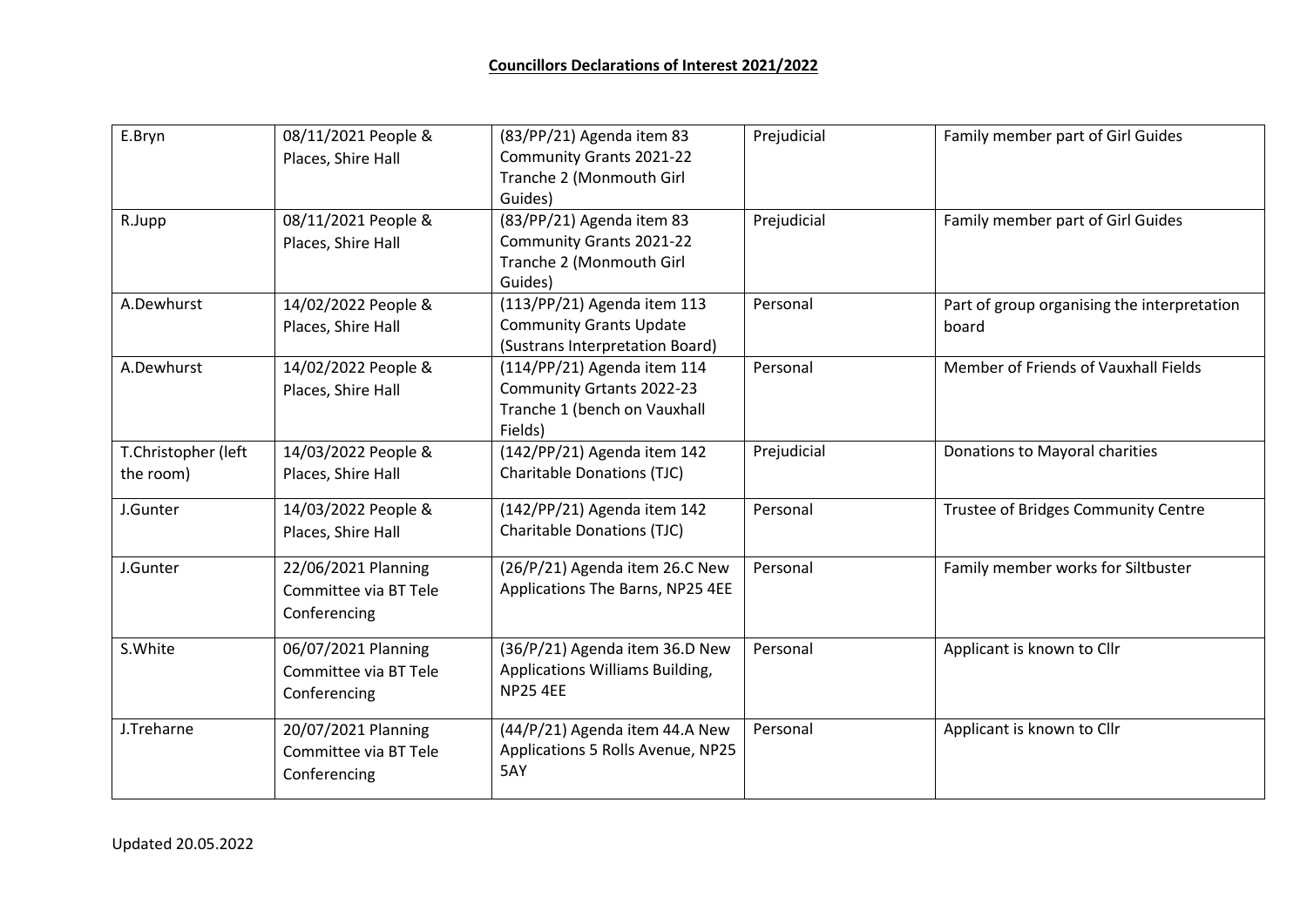**Councillors Declarations of Interest 2021/2022**

| | | | | |
|---|---|---|---|---|
| E.Bryn | 08/11/2021 People & Places, Shire Hall | (83/PP/21) Agenda item 83 Community Grants 2021-22 Tranche 2 (Monmouth Girl Guides) | Prejudicial | Family member part of Girl Guides |
| R.Jupp | 08/11/2021 People & Places, Shire Hall | (83/PP/21) Agenda item 83 Community Grants 2021-22 Tranche 2 (Monmouth Girl Guides) | Prejudicial | Family member part of Girl Guides |
| A.Dewhurst | 14/02/2022 People & Places, Shire Hall | (113/PP/21) Agenda item 113 Community Grants Update (Sustrans Interpretation Board) | Personal | Part of group organising the interpretation board |
| A.Dewhurst | 14/02/2022 People & Places, Shire Hall | (114/PP/21) Agenda item 114 Community Grtants 2022-23 Tranche 1 (bench on Vauxhall Fields) | Personal | Member of Friends of Vauxhall Fields |
| T.Christopher (left the room) | 14/03/2022 People & Places, Shire Hall | (142/PP/21) Agenda item 142 Charitable Donations (TJC) | Prejudicial | Donations to Mayoral charities |
| J.Gunter | 14/03/2022 People & Places, Shire Hall | (142/PP/21) Agenda item 142 Charitable Donations (TJC) | Personal | Trustee of Bridges Community Centre |
| J.Gunter | 22/06/2021 Planning Committee via BT Tele Conferencing | (26/P/21) Agenda item 26.C New Applications The Barns, NP25 4EE | Personal | Family member works for Siltbuster |
| S.White | 06/07/2021 Planning Committee via BT Tele Conferencing | (36/P/21) Agenda item 36.D New Applications Williams Building, NP25 4EE | Personal | Applicant is known to Cllr |
| J.Treharne | 20/07/2021 Planning Committee via BT Tele Conferencing | (44/P/21) Agenda item 44.A New Applications 5 Rolls Avenue, NP25 5AY | Personal | Applicant is known to Cllr |

Updated 20.05.2022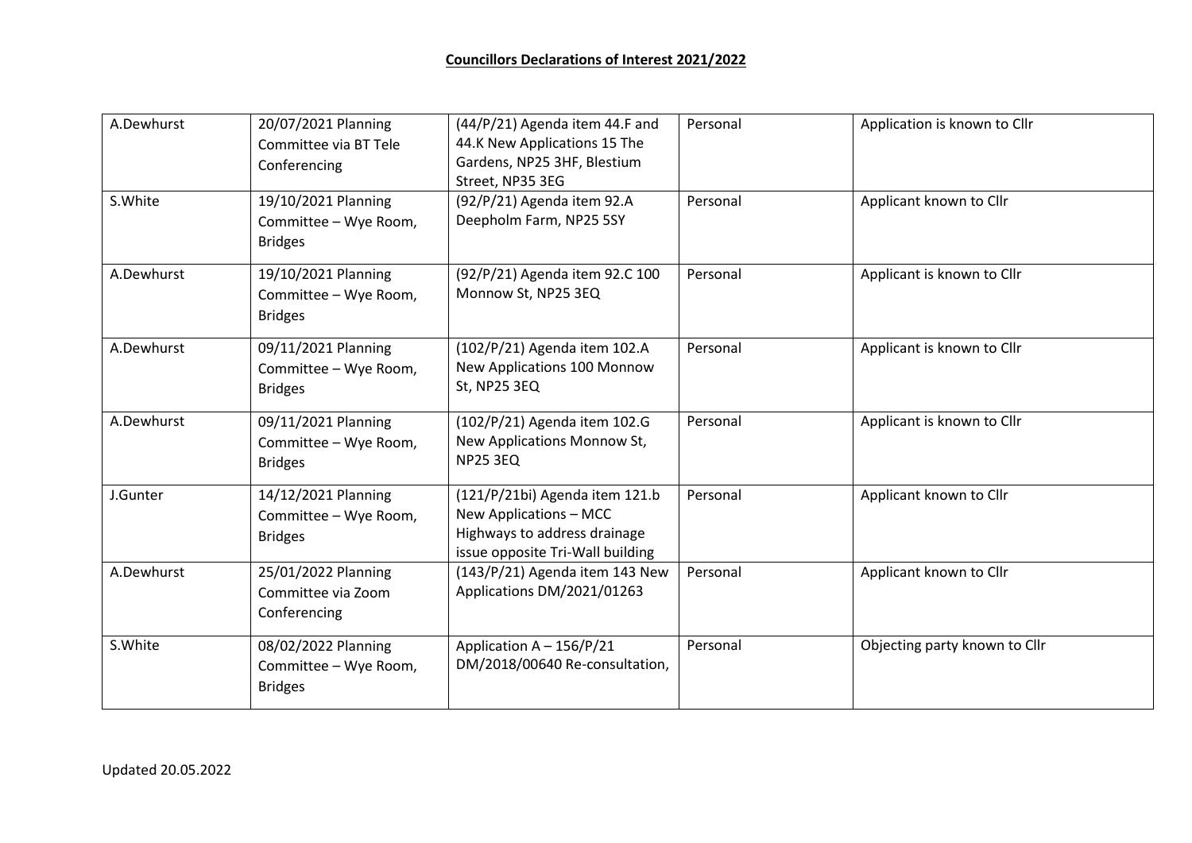**Councillors Declarations of Interest 2021/2022**

| | | | | |
|---|---|---|---|---|
| A.Dewhurst | 20/07/2021 Planning Committee via BT Tele Conferencing | (44/P/21) Agenda item 44.F and 44.K New Applications 15 The Gardens, NP25 3HF, Blestium Street, NP35 3EG | Personal | Application is known to Cllr |
| S.White | 19/10/2021 Planning Committee – Wye Room, Bridges | (92/P/21) Agenda item 92.A Deepholm Farm, NP25 5SY | Personal | Applicant known to Cllr |
| A.Dewhurst | 19/10/2021 Planning Committee – Wye Room, Bridges | (92/P/21) Agenda item 92.C 100 Monnow St, NP25 3EQ | Personal | Applicant is known to Cllr |
| A.Dewhurst | 09/11/2021 Planning Committee – Wye Room, Bridges | (102/P/21) Agenda item 102.A New Applications 100 Monnow St, NP25 3EQ | Personal | Applicant is known to Cllr |
| A.Dewhurst | 09/11/2021 Planning Committee – Wye Room, Bridges | (102/P/21) Agenda item 102.G New Applications Monnow St, NP25 3EQ | Personal | Applicant is known to Cllr |
| J.Gunter | 14/12/2021 Planning Committee – Wye Room, Bridges | (121/P/21bi) Agenda item 121.b New Applications – MCC Highways to address drainage issue opposite Tri-Wall building | Personal | Applicant known to Cllr |
| A.Dewhurst | 25/01/2022 Planning Committee via Zoom Conferencing | (143/P/21) Agenda item 143 New Applications DM/2021/01263 | Personal | Applicant known to Cllr |
| S.White | 08/02/2022 Planning Committee – Wye Room, Bridges | Application A – 156/P/21 DM/2018/00640 Re-consultation, | Personal | Objecting party known to Cllr |

Updated 20.05.2022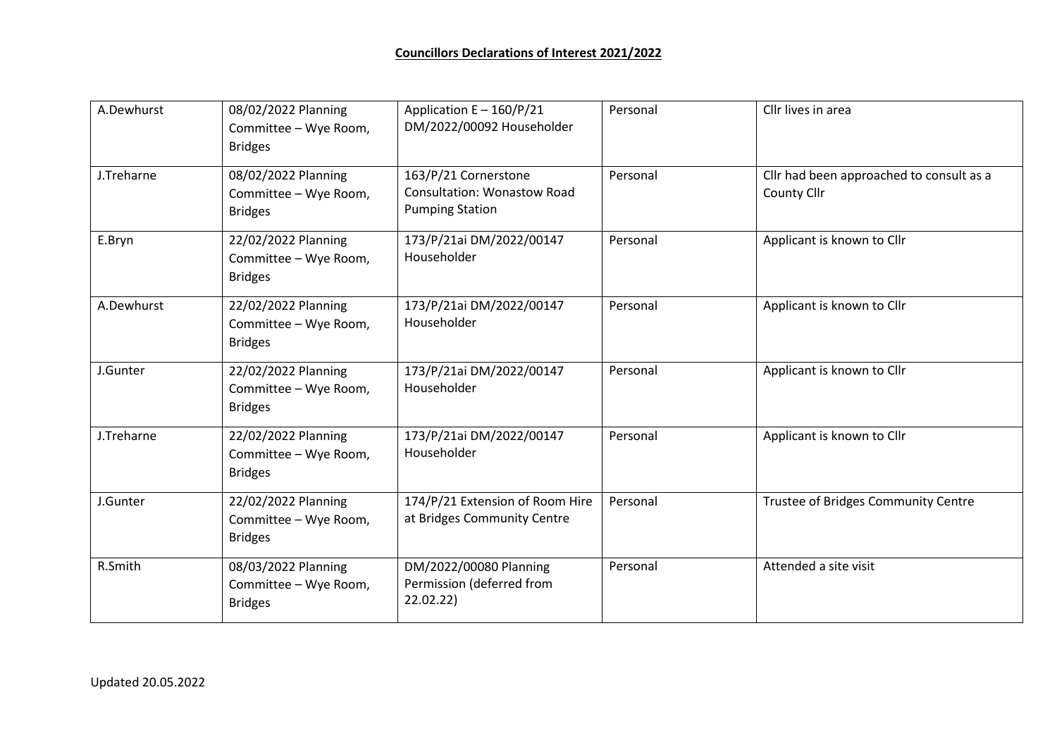## Councillors Declarations of Interest 2021/2022

| | | | | |
|---|---|---|---|---|
| A.Dewhurst | 08/02/2022 Planning Committee – Wye Room, Bridges | Application E – 160/P/21 DM/2022/00092 Householder | Personal | Cllr lives in area |
| J.Treharne | 08/02/2022 Planning Committee – Wye Room, Bridges | 163/P/21 Cornerstone Consultation: Wonastow Road Pumping Station | Personal | Cllr had been approached to consult as a County Cllr |
| E.Bryn | 22/02/2022 Planning Committee – Wye Room, Bridges | 173/P/21ai DM/2022/00147 Householder | Personal | Applicant is known to Cllr |
| A.Dewhurst | 22/02/2022 Planning Committee – Wye Room, Bridges | 173/P/21ai DM/2022/00147 Householder | Personal | Applicant is known to Cllr |
| J.Gunter | 22/02/2022 Planning Committee – Wye Room, Bridges | 173/P/21ai DM/2022/00147 Householder | Personal | Applicant is known to Cllr |
| J.Treharne | 22/02/2022 Planning Committee – Wye Room, Bridges | 173/P/21ai DM/2022/00147 Householder | Personal | Applicant is known to Cllr |
| J.Gunter | 22/02/2022 Planning Committee – Wye Room, Bridges | 174/P/21 Extension of Room Hire at Bridges Community Centre | Personal | Trustee of Bridges Community Centre |
| R.Smith | 08/03/2022 Planning Committee – Wye Room, Bridges | DM/2022/00080 Planning Permission (deferred from 22.02.22) | Personal | Attended a site visit |

Updated 20.05.2022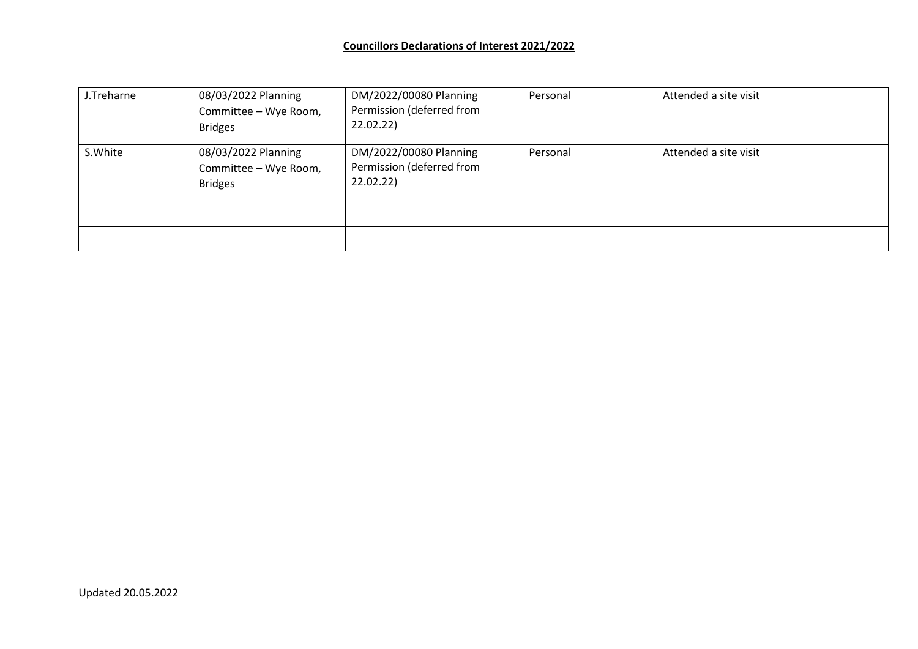**Councillors Declarations of Interest 2021/2022**

| | | | | |
|---|---|---|---|---|
| J.Treharne | 08/03/2022 Planning Committee – Wye Room, Bridges | DM/2022/00080 Planning Permission (deferred from 22.02.22) | Personal | Attended a site visit |
| S.White | 08/03/2022 Planning Committee – Wye Room, Bridges | DM/2022/00080 Planning Permission (deferred from 22.02.22) | Personal | Attended a site visit |
| | | | | |
| | | | | |

Updated 20.05.2022